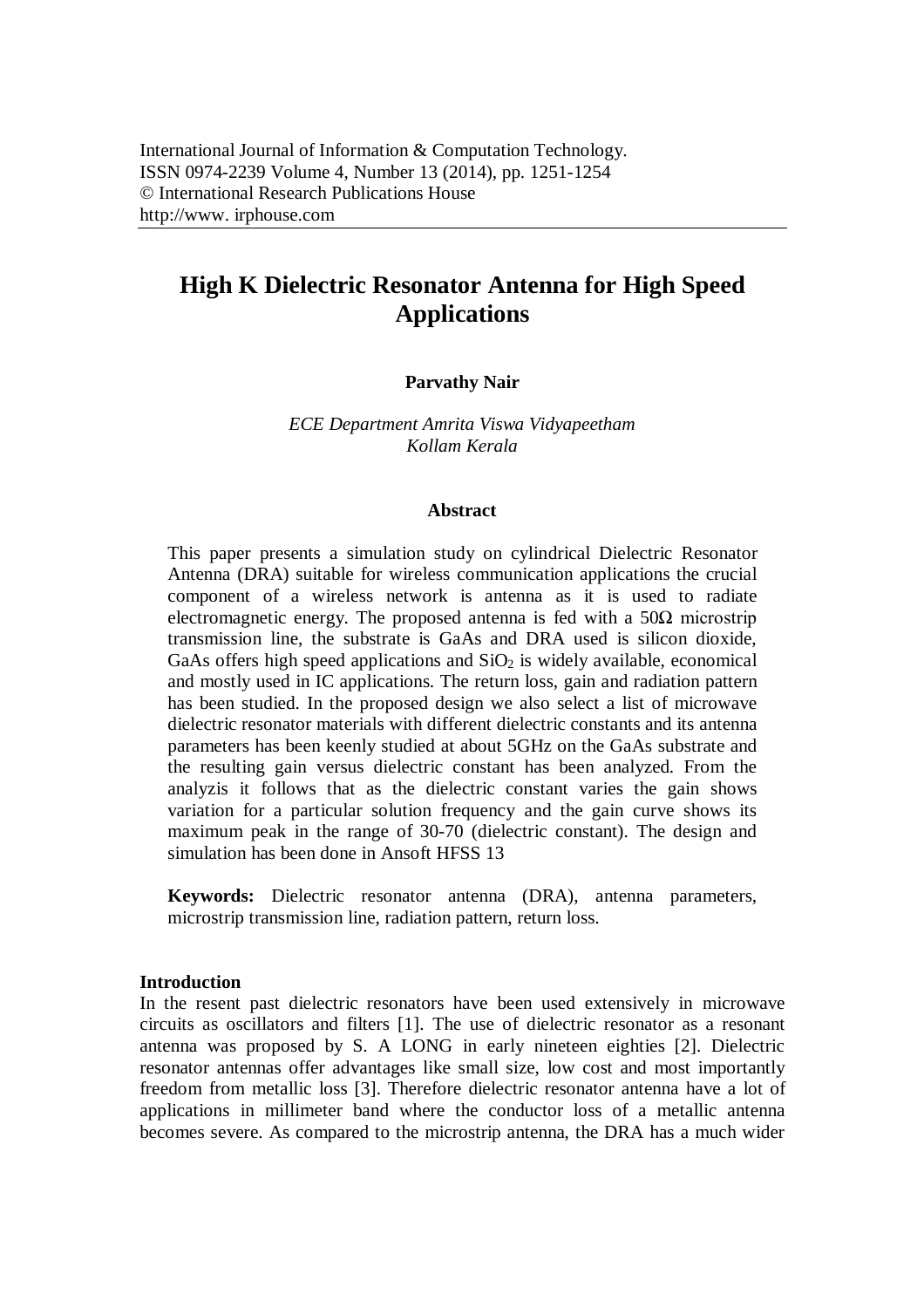International Journal of Information & Computation Technology.
ISSN 0974-2239 Volume 4, Number 13 (2014), pp. 1251-1254
© International Research Publications House
http://www. irphouse.com

# High K Dielectric Resonator Antenna for High Speed Applications

**Parvathy Nair**

*ECE Department Amrita Viswa Vidyapeetham*
*Kollam Kerala*

## Abstract

This paper presents a simulation study on cylindrical Dielectric Resonator Antenna (DRA) suitable for wireless communication applications the crucial component of a wireless network is antenna as it is used to radiate electromagnetic energy. The proposed antenna is fed with a 50Ω microstrip transmission line, the substrate is GaAs and DRA used is silicon dioxide, GaAs offers high speed applications and $SiO_2$ is widely available, economical and mostly used in IC applications. The return loss, gain and radiation pattern has been studied. In the proposed design we also select a list of microwave dielectric resonator materials with different dielectric constants and its antenna parameters has been keenly studied at about 5GHz on the GaAs substrate and the resulting gain versus dielectric constant has been analyzed. From the analyzis it follows that as the dielectric constant varies the gain shows variation for a particular solution frequency and the gain curve shows its maximum peak in the range of 30-70 (dielectric constant). The design and simulation has been done in Ansoft HFSS 13

**Keywords:** Dielectric resonator antenna (DRA), antenna parameters, microstrip transmission line, radiation pattern, return loss.

## Introduction

In the resent past dielectric resonators have been used extensively in microwave circuits as oscillators and filters [1]. The use of dielectric resonator as a resonant antenna was proposed by S. A LONG in early nineteen eighties [2]. Dielectric resonator antennas offer advantages like small size, low cost and most importantly freedom from metallic loss [3]. Therefore dielectric resonator antenna have a lot of applications in millimeter band where the conductor loss of a metallic antenna becomes severe. As compared to the microstrip antenna, the DRA has a much wider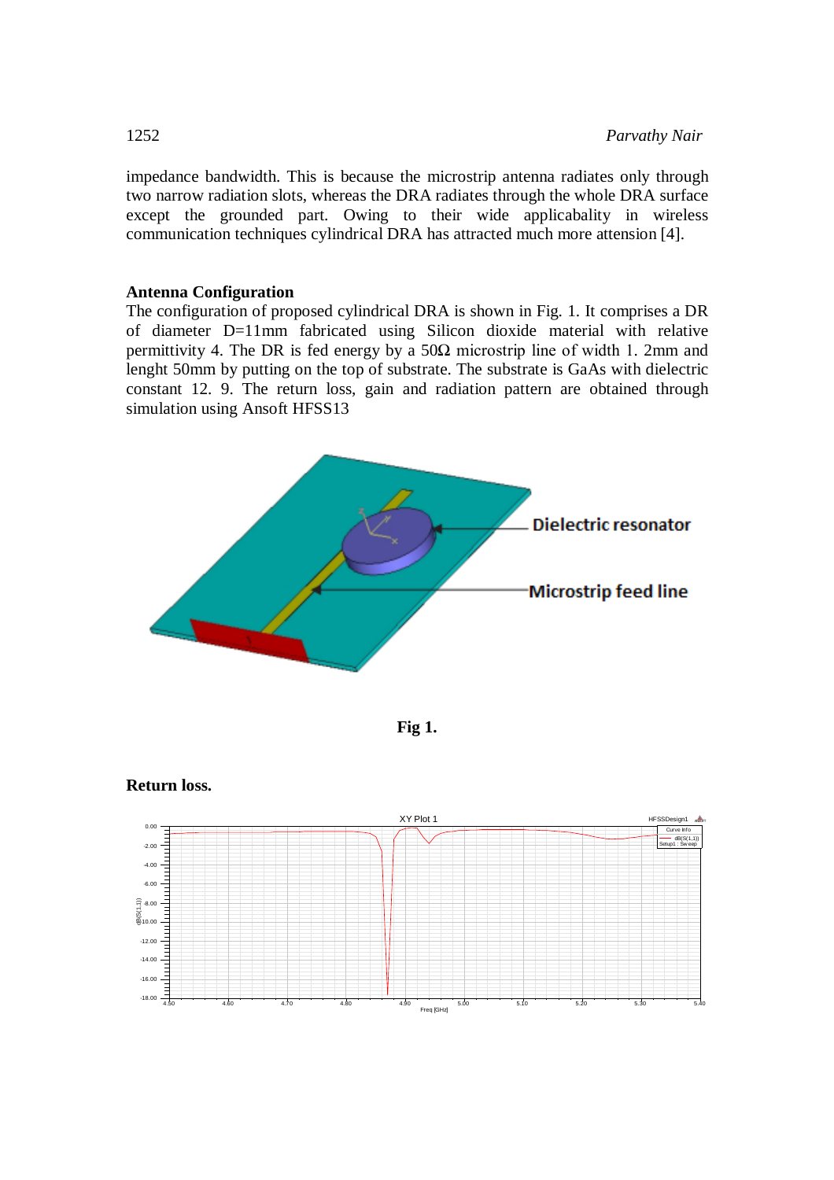impedance bandwidth. This is because the microstrip antenna radiates only through two narrow radiation slots, whereas the DRA radiates through the whole DRA surface except the grounded part. Owing to their wide applicabality in wireless communication techniques cylindrical DRA has attracted much more attension [4].

## Antenna Configuration

The configuration of proposed cylindrical DRA is shown in Fig. 1. It comprises a DR of diameter D=11mm fabricated using Silicon dioxide material with relative permittivity 4. The DR is fed energy by a 50Ω microstrip line of width 1. 2mm and lenght 50mm by putting on the top of substrate. The substrate is GaAs with dielectric constant 12. 9. The return loss, gain and radiation pattern are obtained through simulation using Ansoft HFSS13

**Fig 1.**

## Return loss.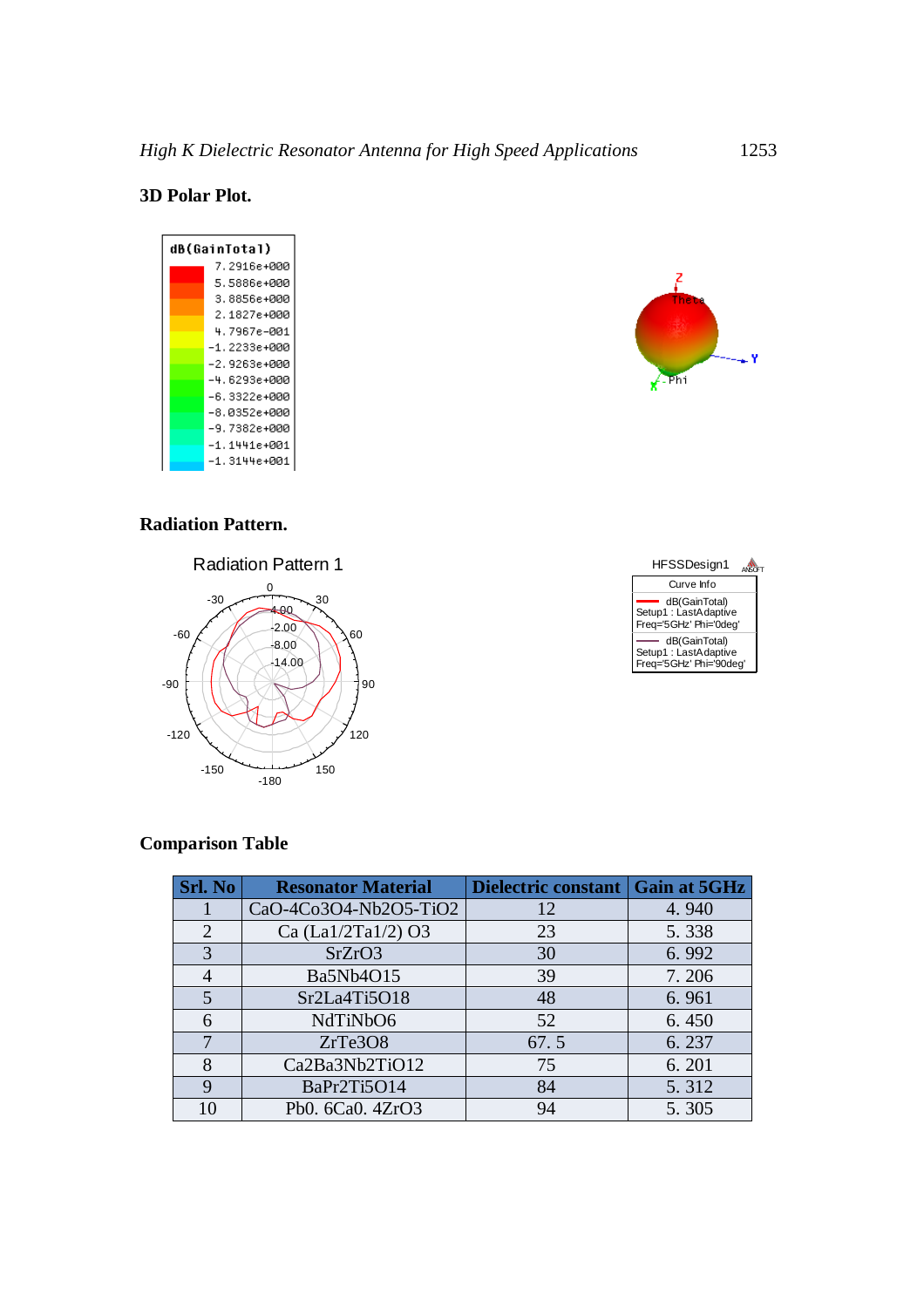**3D Polar Plot.**

**Radiation Pattern.**

**Comparison Table**

| Srl. No | Resonator Material | Dielectric constant | Gain at 5GHz |
|---|---|---|---|
| 1 | CaO-4Co3O4-Nb2O5-TiO2 | 12 | 4. 940 |
| 2 | Ca (La1/2Ta1/2) O3 | 23 | 5. 338 |
| 3 | SrZrO3 | 30 | 6. 992 |
| 4 | Ba5Nb4O15 | 39 | 7. 206 |
| 5 | Sr2La4Ti5O18 | 48 | 6. 961 |
| 6 | NdTiNbO6 | 52 | 6. 450 |
| 7 | ZrTe3O8 | 67. 5 | 6. 237 |
| 8 | Ca2Ba3Nb2TiO12 | 75 | 6. 201 |
| 9 | BaPr2Ti5O14 | 84 | 5. 312 |
| 10 | Pb0. 6Ca0. 4ZrO3 | 94 | 5. 305 |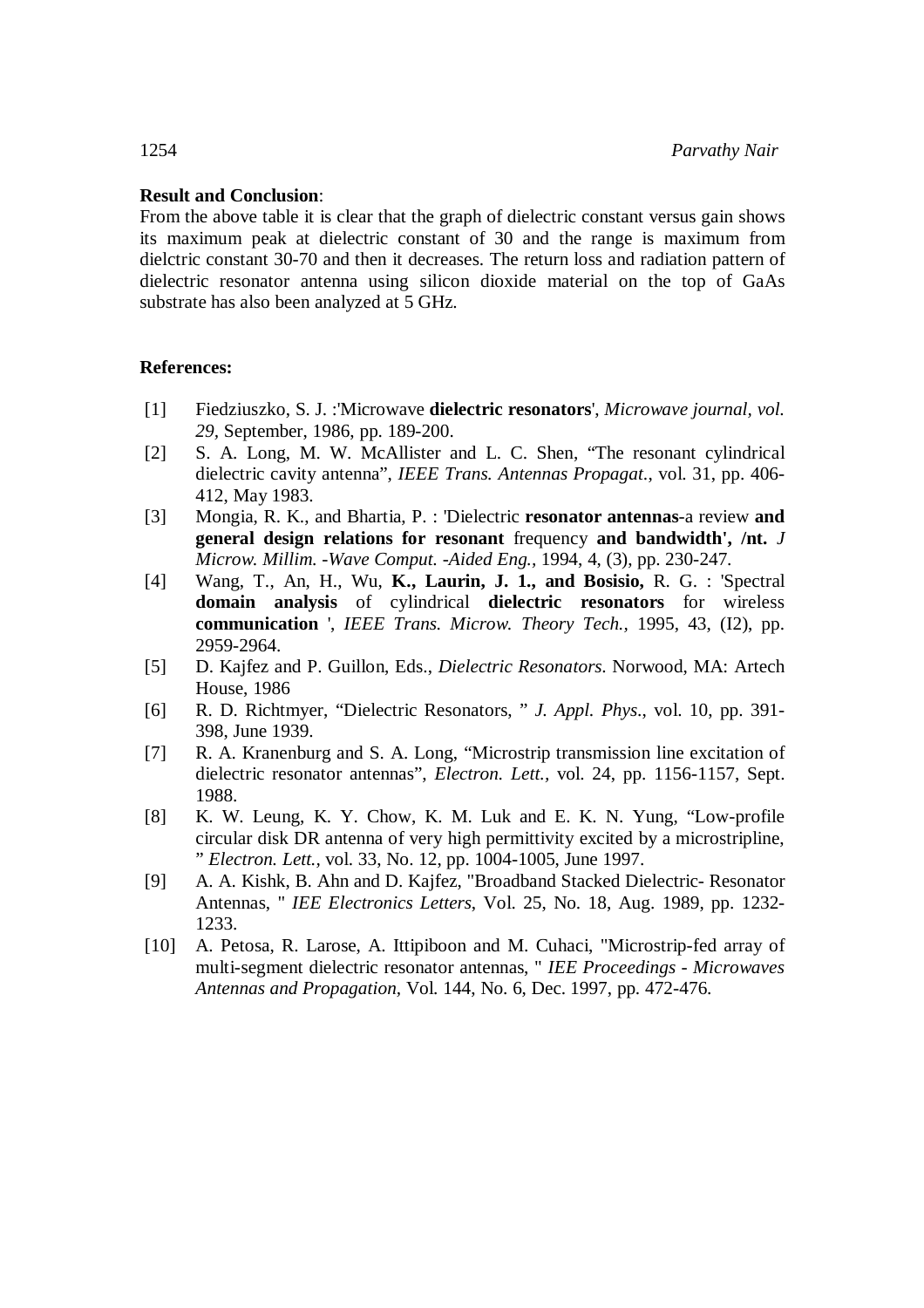**Result and Conclusion**:

From the above table it is clear that the graph of dielectric constant versus gain shows its maximum peak at dielectric constant of 30 and the range is maximum from dielctric constant 30-70 and then it decreases. The return loss and radiation pattern of dielectric resonator antenna using silicon dioxide material on the top of GaAs substrate has also been analyzed at 5 GHz.

**References:**

[1] Fiedziuszko, S. J. :'Microwave **dielectric resonators**', *Microwave journal, vol. 29,* September, 1986, pp. 189-200.

[2] S. A. Long, M. W. McAllister and L. C. Shen, "The resonant cylindrical dielectric cavity antenna", *IEEE Trans. Antennas Propagat.*, vol. 31, pp. 406-412, May 1983.

[3] Mongia, R. K., and Bhartia, P. : 'Dielectric **resonator antennas**-a review **and general design relations for resonant** frequency **and bandwidth', /nt.** *J Microw. Millim. -Wave Comput. -Aided Eng.,* 1994, 4, (3), pp. 230-247.

[4] Wang, T., An, H., Wu, **K., Laurin, J. 1., and Bosisio,** R. G. : 'Spectral **domain analysis** of cylindrical **dielectric resonators** for wireless **communication** ', *IEEE Trans. Microw. Theory Tech.,* 1995, 43, (I2), pp. 2959-2964.

[5] D. Kajfez and P. Guillon, Eds., *Dielectric Resonators.* Norwood, MA: Artech House, 1986

[6] R. D. Richtmyer, "Dielectric Resonators, " *J. Appl. Phys.*, vol. 10, pp. 391-398, June 1939.

[7] R. A. Kranenburg and S. A. Long, "Microstrip transmission line excitation of dielectric resonator antennas", *Electron. Lett.,* vol. 24, pp. 1156-1157, Sept. 1988.

[8] K. W. Leung, K. Y. Chow, K. M. Luk and E. K. N. Yung, "Low-profile circular disk DR antenna of very high permittivity excited by a microstripline, " *Electron. Lett.,* vol. 33, No. 12, pp. 1004-1005, June 1997.

[9] A. A. Kishk, B. Ahn and D. Kajfez, "Broadband Stacked Dielectric- Resonator Antennas, " *IEE Electronics Letters*, Vol. 25, No. 18, Aug. 1989, pp. 1232-1233.

[10] A. Petosa, R. Larose, A. Ittipiboon and M. Cuhaci, "Microstrip-fed array of multi-segment dielectric resonator antennas, " *IEE Proceedings - Microwaves Antennas and Propagation*, Vol. 144, No. 6, Dec. 1997, pp. 472-476.